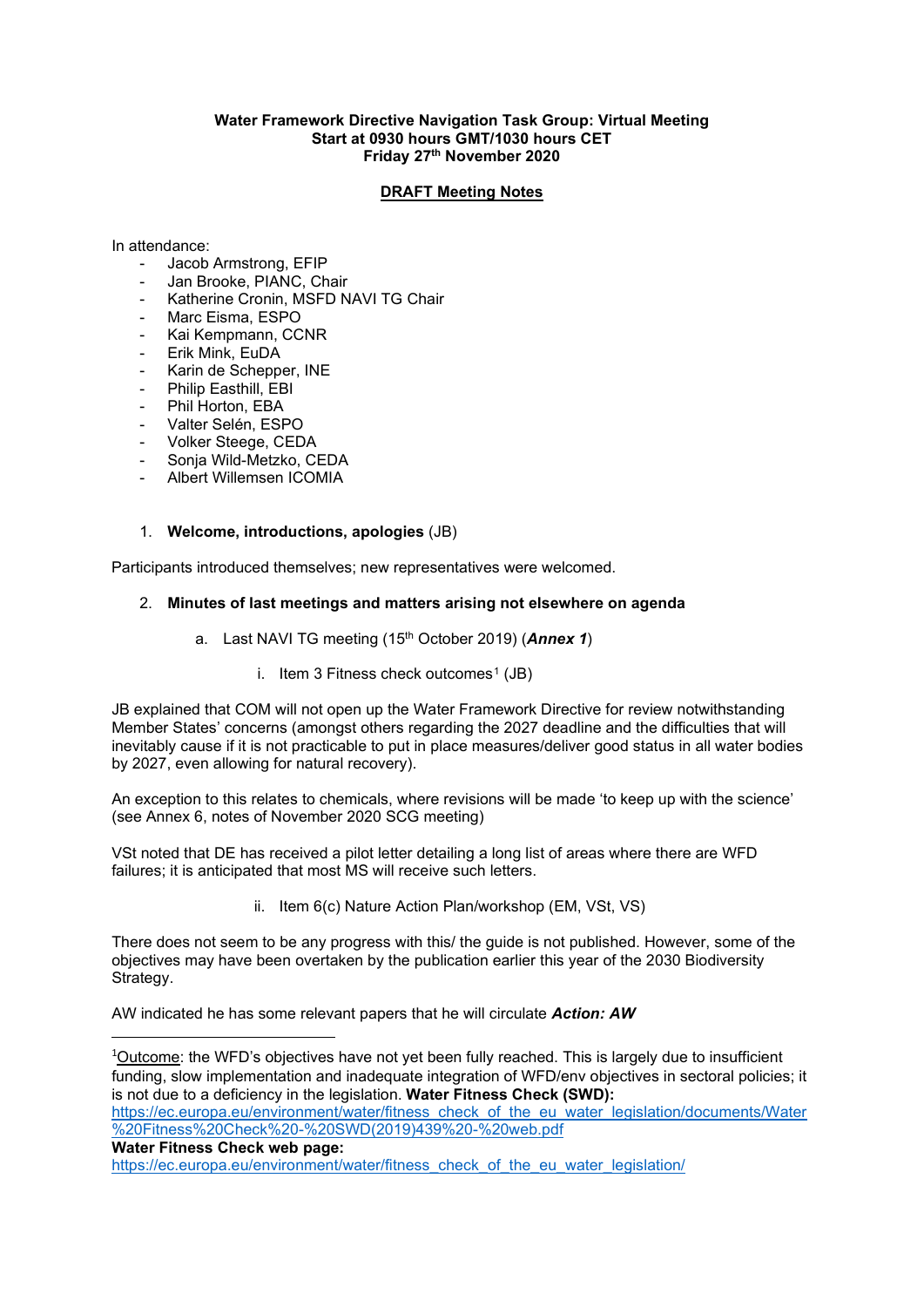**Water Framework Directive Navigation Task Group: Virtual Meeting**
**Start at 0930 hours GMT/1030 hours CET**
**Friday 27th November 2020**

**DRAFT Meeting Notes**

In attendance:

- Jacob Armstrong, EFIP
- Jan Brooke, PIANC, Chair
- Katherine Cronin, MSFD NAVI TG Chair
- Marc Eisma, ESPO
- Kai Kempmann, CCNR
- Erik Mink, EuDA
- Karin de Schepper, INE
- Philip Easthill, EBI
- Phil Horton, EBA
- Valter Selén, ESPO
- Volker Steege, CEDA
- Sonja Wild-Metzko, CEDA
- Albert Willemsen ICOMIA

1. **Welcome, introductions, apologies** (JB)

Participants introduced themselves; new representatives were welcomed.

2. **Minutes of last meetings and matters arising not elsewhere on agenda**

   a. Last NAVI TG meeting (15th October 2019) (***Annex 1***)

      i. Item 3 Fitness check outcomes[1] (JB)

JB explained that COM will not open up the Water Framework Directive for review notwithstanding Member States' concerns (amongst others regarding the 2027 deadline and the difficulties that will inevitably cause if it is not practicable to put in place measures/deliver good status in all water bodies by 2027, even allowing for natural recovery).

An exception to this relates to chemicals, where revisions will be made 'to keep up with the science' (see Annex 6, notes of November 2020 SCG meeting)

VSt noted that DE has received a pilot letter detailing a long list of areas where there are WFD failures; it is anticipated that most MS will receive such letters.

      ii. Item 6(c) Nature Action Plan/workshop (EM, VSt, VS)

There does not seem to be any progress with this/ the guide is not published. However, some of the objectives may have been overtaken by the publication earlier this year of the 2030 Biodiversity Strategy.

AW indicated he has some relevant papers that he will circulate ***Action: AW***

---

[1]Outcome: the WFD's objectives have not yet been fully reached. This is largely due to insufficient funding, slow implementation and inadequate integration of WFD/env objectives in sectoral policies; it is not due to a deficiency in the legislation. **Water Fitness Check (SWD):**
https://ec.europa.eu/environment/water/fitness_check_of_the_eu_water_legislation/documents/Water%20Fitness%20Check%20-%20SWD(2019)439%20-%20web.pdf
**Water Fitness Check web page:**
https://ec.europa.eu/environment/water/fitness_check_of_the_eu_water_legislation/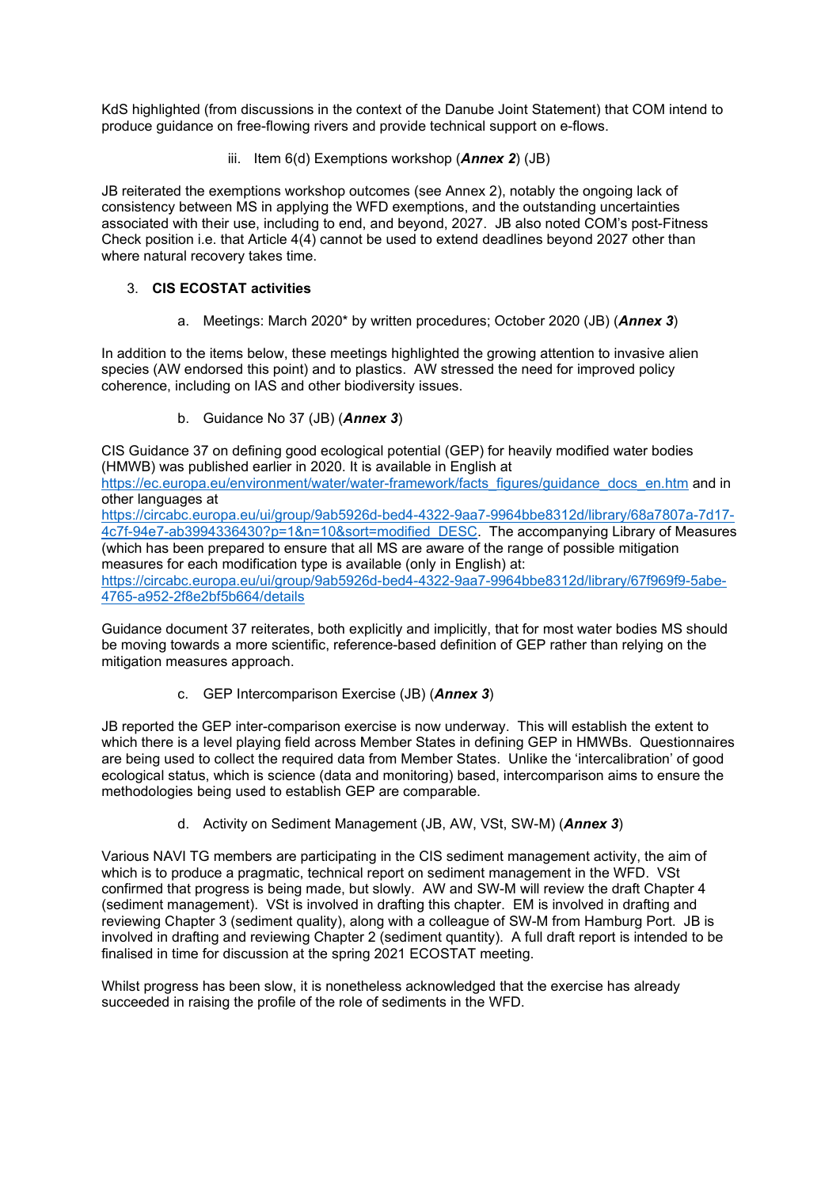KdS highlighted (from discussions in the context of the Danube Joint Statement) that COM intend to produce guidance on free-flowing rivers and provide technical support on e-flows.

iii. Item 6(d) Exemptions workshop (***Annex 2***) (JB)

JB reiterated the exemptions workshop outcomes (see Annex 2), notably the ongoing lack of consistency between MS in applying the WFD exemptions, and the outstanding uncertainties associated with their use, including to end, and beyond, 2027. JB also noted COM's post-Fitness Check position i.e. that Article 4(4) cannot be used to extend deadlines beyond 2027 other than where natural recovery takes time.

3. **CIS ECOSTAT activities**

a. Meetings: March 2020* by written procedures; October 2020 (JB) (***Annex 3***)

In addition to the items below, these meetings highlighted the growing attention to invasive alien species (AW endorsed this point) and to plastics. AW stressed the need for improved policy coherence, including on IAS and other biodiversity issues.

b. Guidance No 37 (JB) (***Annex 3***)

CIS Guidance 37 on defining good ecological potential (GEP) for heavily modified water bodies (HMWB) was published earlier in 2020. It is available in English at https://ec.europa.eu/environment/water/water-framework/facts_figures/guidance_docs_en.htm and in other languages at https://circabc.europa.eu/ui/group/9ab5926d-bed4-4322-9aa7-9964bbe8312d/library/68a7807a-7d17-4c7f-94e7-ab3994336430?p=1&n=10&sort=modified_DESC. The accompanying Library of Measures (which has been prepared to ensure that all MS are aware of the range of possible mitigation measures for each modification type is available (only in English) at: https://circabc.europa.eu/ui/group/9ab5926d-bed4-4322-9aa7-9964bbe8312d/library/67f969f9-5abe-4765-a952-2f8e2bf5b664/details

Guidance document 37 reiterates, both explicitly and implicitly, that for most water bodies MS should be moving towards a more scientific, reference-based definition of GEP rather than relying on the mitigation measures approach.

c. GEP Intercomparison Exercise (JB) (***Annex 3***)

JB reported the GEP inter-comparison exercise is now underway. This will establish the extent to which there is a level playing field across Member States in defining GEP in HMWBs. Questionnaires are being used to collect the required data from Member States. Unlike the 'intercalibration' of good ecological status, which is science (data and monitoring) based, intercomparison aims to ensure the methodologies being used to establish GEP are comparable.

d. Activity on Sediment Management (JB, AW, VSt, SW-M) (***Annex 3***)

Various NAVI TG members are participating in the CIS sediment management activity, the aim of which is to produce a pragmatic, technical report on sediment management in the WFD. VSt confirmed that progress is being made, but slowly. AW and SW-M will review the draft Chapter 4 (sediment management). VSt is involved in drafting this chapter. EM is involved in drafting and reviewing Chapter 3 (sediment quality), along with a colleague of SW-M from Hamburg Port. JB is involved in drafting and reviewing Chapter 2 (sediment quantity). A full draft report is intended to be finalised in time for discussion at the spring 2021 ECOSTAT meeting.

Whilst progress has been slow, it is nonetheless acknowledged that the exercise has already succeeded in raising the profile of the role of sediments in the WFD.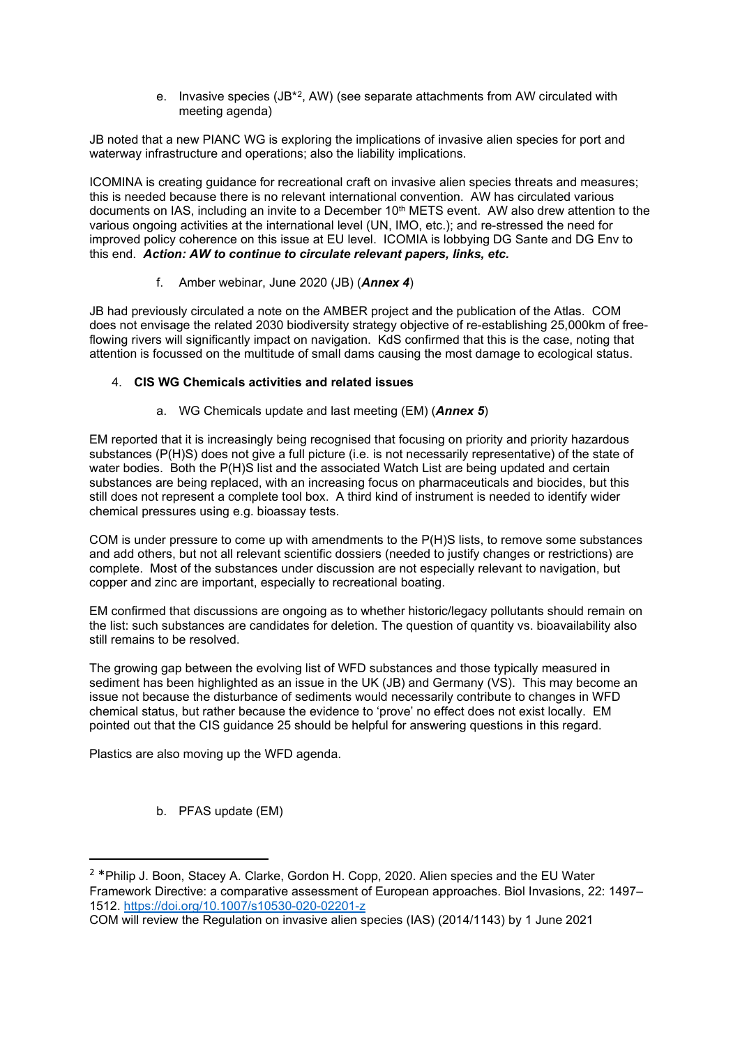e. Invasive species (JB*[2], AW) (see separate attachments from AW circulated with meeting agenda)

JB noted that a new PIANC WG is exploring the implications of invasive alien species for port and waterway infrastructure and operations; also the liability implications.

ICOMINA is creating guidance for recreational craft on invasive alien species threats and measures; this is needed because there is no relevant international convention. AW has circulated various documents on IAS, including an invite to a December 10th METS event. AW also drew attention to the various ongoing activities at the international level (UN, IMO, etc.); and re-stressed the need for improved policy coherence on this issue at EU level. ICOMIA is lobbying DG Sante and DG Env to this end. ***Action: AW to continue to circulate relevant papers, links, etc.***

f. Amber webinar, June 2020 (JB) (***Annex 4***)

JB had previously circulated a note on the AMBER project and the publication of the Atlas. COM does not envisage the related 2030 biodiversity strategy objective of re-establishing 25,000km of free-flowing rivers will significantly impact on navigation. KdS confirmed that this is the case, noting that attention is focussed on the multitude of small dams causing the most damage to ecological status.

4. **CIS WG Chemicals activities and related issues**

a. WG Chemicals update and last meeting (EM) (***Annex 5***)

EM reported that it is increasingly being recognised that focusing on priority and priority hazardous substances (P(H)S) does not give a full picture (i.e. is not necessarily representative) of the state of water bodies. Both the P(H)S list and the associated Watch List are being updated and certain substances are being replaced, with an increasing focus on pharmaceuticals and biocides, but this still does not represent a complete tool box. A third kind of instrument is needed to identify wider chemical pressures using e.g. bioassay tests.

COM is under pressure to come up with amendments to the P(H)S lists, to remove some substances and add others, but not all relevant scientific dossiers (needed to justify changes or restrictions) are complete. Most of the substances under discussion are not especially relevant to navigation, but copper and zinc are important, especially to recreational boating.

EM confirmed that discussions are ongoing as to whether historic/legacy pollutants should remain on the list: such substances are candidates for deletion. The question of quantity vs. bioavailability also still remains to be resolved.

The growing gap between the evolving list of WFD substances and those typically measured in sediment has been highlighted as an issue in the UK (JB) and Germany (VS). This may become an issue not because the disturbance of sediments would necessarily contribute to changes in WFD chemical status, but rather because the evidence to 'prove' no effect does not exist locally. EM pointed out that the CIS guidance 25 should be helpful for answering questions in this regard.

Plastics are also moving up the WFD agenda.

b. PFAS update (EM)

---

[2] *Philip J. Boon, Stacey A. Clarke, Gordon H. Copp, 2020. Alien species and the EU Water Framework Directive: a comparative assessment of European approaches. Biol Invasions, 22: 1497–1512. https://doi.org/10.1007/s10530-020-02201-z

COM will review the Regulation on invasive alien species (IAS) (2014/1143) by 1 June 2021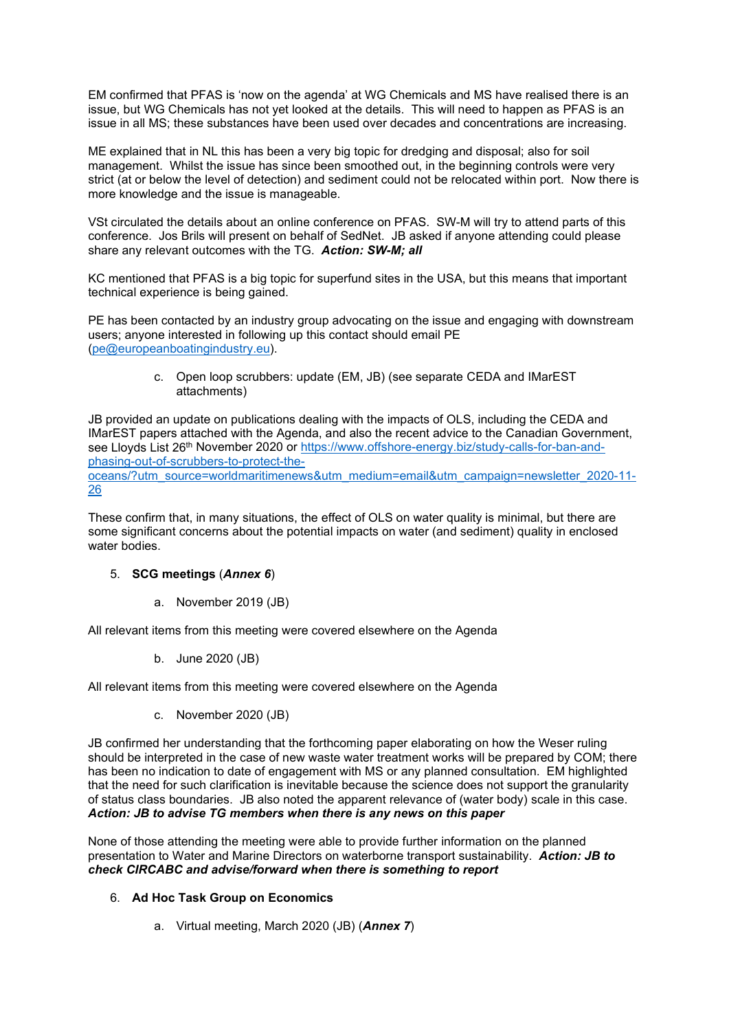EM confirmed that PFAS is 'now on the agenda' at WG Chemicals and MS have realised there is an issue, but WG Chemicals has not yet looked at the details. This will need to happen as PFAS is an issue in all MS; these substances have been used over decades and concentrations are increasing.

ME explained that in NL this has been a very big topic for dredging and disposal; also for soil management. Whilst the issue has since been smoothed out, in the beginning controls were very strict (at or below the level of detection) and sediment could not be relocated within port. Now there is more knowledge and the issue is manageable.

VSt circulated the details about an online conference on PFAS. SW-M will try to attend parts of this conference. Jos Brils will present on behalf of SedNet. JB asked if anyone attending could please share any relevant outcomes with the TG. ***Action: SW-M; all***

KC mentioned that PFAS is a big topic for superfund sites in the USA, but this means that important technical experience is being gained.

PE has been contacted by an industry group advocating on the issue and engaging with downstream users; anyone interested in following up this contact should email PE (pe@europeanboatingindustry.eu).

c. Open loop scrubbers: update (EM, JB) (see separate CEDA and IMarEST attachments)

JB provided an update on publications dealing with the impacts of OLS, including the CEDA and IMarEST papers attached with the Agenda, and also the recent advice to the Canadian Government, see Lloyds List 26th November 2020 or https://www.offshore-energy.biz/study-calls-for-ban-and-phasing-out-of-scrubbers-to-protect-the-oceans/?utm_source=worldmaritimenews&utm_medium=email&utm_campaign=newsletter_2020-11-26

These confirm that, in many situations, the effect of OLS on water quality is minimal, but there are some significant concerns about the potential impacts on water (and sediment) quality in enclosed water bodies.

5. **SCG meetings** (***Annex 6***)

a. November 2019 (JB)

All relevant items from this meeting were covered elsewhere on the Agenda

b. June 2020 (JB)

All relevant items from this meeting were covered elsewhere on the Agenda

c. November 2020 (JB)

JB confirmed her understanding that the forthcoming paper elaborating on how the Weser ruling should be interpreted in the case of new waste water treatment works will be prepared by COM; there has been no indication to date of engagement with MS or any planned consultation. EM highlighted that the need for such clarification is inevitable because the science does not support the granularity of status class boundaries. JB also noted the apparent relevance of (water body) scale in this case. ***Action: JB to advise TG members when there is any news on this paper***

None of those attending the meeting were able to provide further information on the planned presentation to Water and Marine Directors on waterborne transport sustainability. ***Action: JB to check CIRCABC and advise/forward when there is something to report***

6. **Ad Hoc Task Group on Economics**

a. Virtual meeting, March 2020 (JB) (***Annex 7***)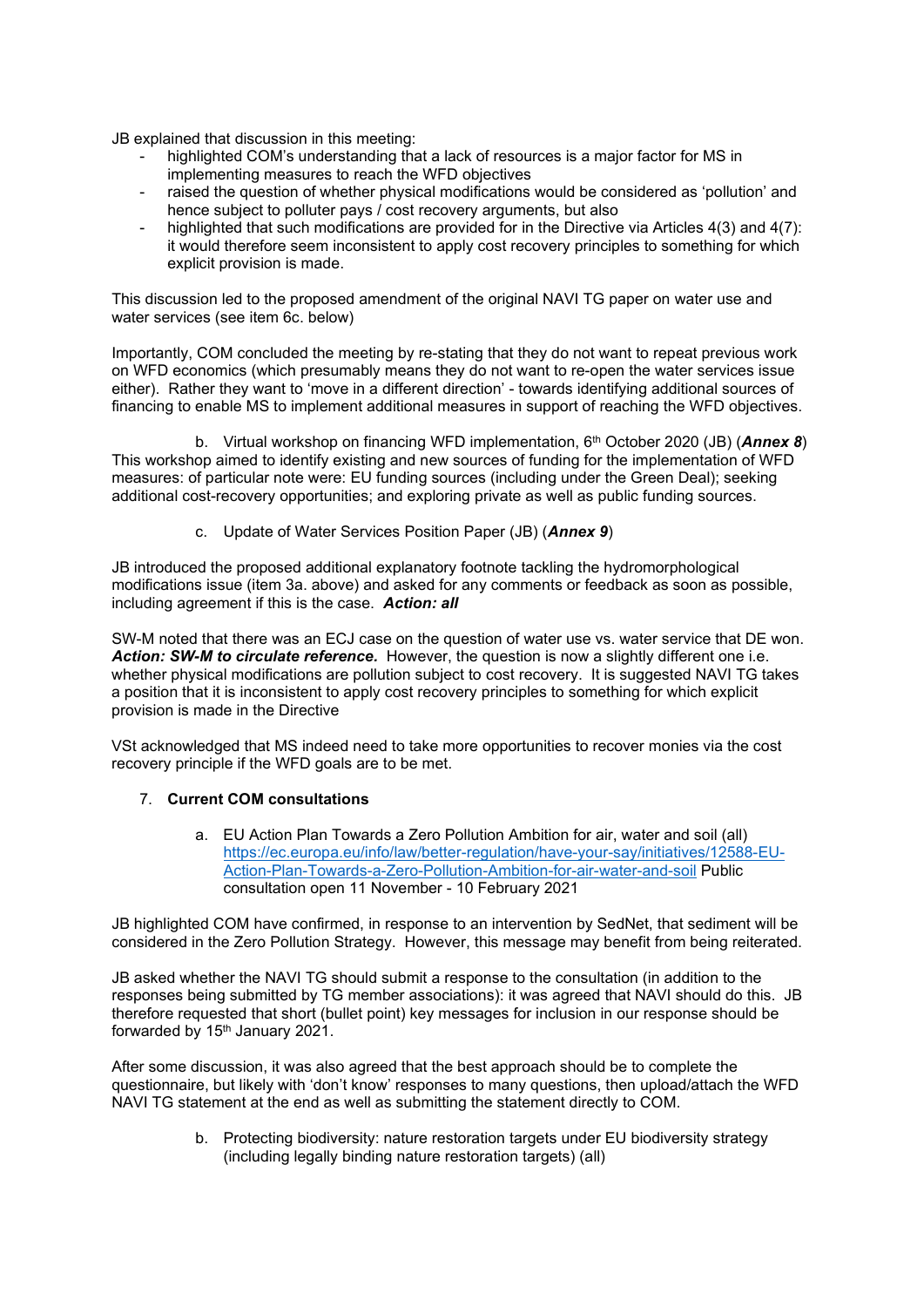JB explained that discussion in this meeting:

- highlighted COM's understanding that a lack of resources is a major factor for MS in implementing measures to reach the WFD objectives
- raised the question of whether physical modifications would be considered as 'pollution' and hence subject to polluter pays / cost recovery arguments, but also
- highlighted that such modifications are provided for in the Directive via Articles 4(3) and 4(7): it would therefore seem inconsistent to apply cost recovery principles to something for which explicit provision is made.

This discussion led to the proposed amendment of the original NAVI TG paper on water use and water services (see item 6c. below)

Importantly, COM concluded the meeting by re-stating that they do not want to repeat previous work on WFD economics (which presumably means they do not want to re-open the water services issue either). Rather they want to 'move in a different direction' - towards identifying additional sources of financing to enable MS to implement additional measures in support of reaching the WFD objectives.

b. Virtual workshop on financing WFD implementation, 6th October 2020 (JB) (***Annex 8***)

This workshop aimed to identify existing and new sources of funding for the implementation of WFD measures: of particular note were: EU funding sources (including under the Green Deal); seeking additional cost-recovery opportunities; and exploring private as well as public funding sources.

c. Update of Water Services Position Paper (JB) (***Annex 9***)

JB introduced the proposed additional explanatory footnote tackling the hydromorphological modifications issue (item 3a. above) and asked for any comments or feedback as soon as possible, including agreement if this is the case. ***Action: all***

SW-M noted that there was an ECJ case on the question of water use vs. water service that DE won. ***Action: SW-M to circulate reference.*** However, the question is now a slightly different one i.e. whether physical modifications are pollution subject to cost recovery. It is suggested NAVI TG takes a position that it is inconsistent to apply cost recovery principles to something for which explicit provision is made in the Directive

VSt acknowledged that MS indeed need to take more opportunities to recover monies via the cost recovery principle if the WFD goals are to be met.

7. **Current COM consultations**

a. EU Action Plan Towards a Zero Pollution Ambition for air, water and soil (all) https://ec.europa.eu/info/law/better-regulation/have-your-say/initiatives/12588-EU-Action-Plan-Towards-a-Zero-Pollution-Ambition-for-air-water-and-soil Public consultation open 11 November - 10 February 2021

JB highlighted COM have confirmed, in response to an intervention by SedNet, that sediment will be considered in the Zero Pollution Strategy. However, this message may benefit from being reiterated.

JB asked whether the NAVI TG should submit a response to the consultation (in addition to the responses being submitted by TG member associations): it was agreed that NAVI should do this. JB therefore requested that short (bullet point) key messages for inclusion in our response should be forwarded by 15th January 2021.

After some discussion, it was also agreed that the best approach should be to complete the questionnaire, but likely with 'don't know' responses to many questions, then upload/attach the WFD NAVI TG statement at the end as well as submitting the statement directly to COM.

b. Protecting biodiversity: nature restoration targets under EU biodiversity strategy (including legally binding nature restoration targets) (all)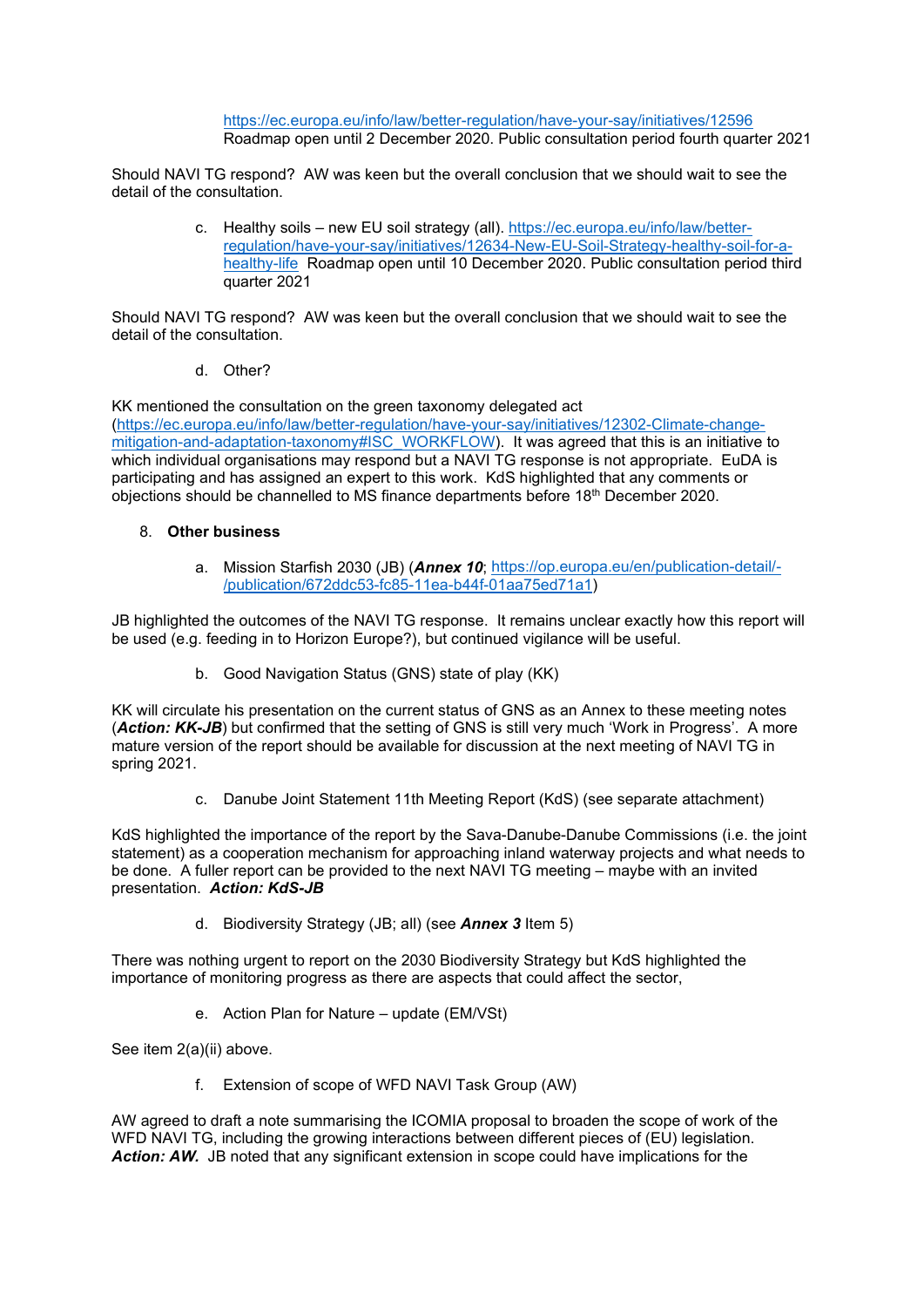https://ec.europa.eu/info/law/better-regulation/have-your-say/initiatives/12596
Roadmap open until 2 December 2020. Public consultation period fourth quarter 2021

Should NAVI TG respond? AW was keen but the overall conclusion that we should wait to see the detail of the consultation.

c. Healthy soils – new EU soil strategy (all). https://ec.europa.eu/info/law/better-regulation/have-your-say/initiatives/12634-New-EU-Soil-Strategy-healthy-soil-for-a-healthy-life Roadmap open until 10 December 2020. Public consultation period third quarter 2021

Should NAVI TG respond? AW was keen but the overall conclusion that we should wait to see the detail of the consultation.

d. Other?

KK mentioned the consultation on the green taxonomy delegated act (https://ec.europa.eu/info/law/better-regulation/have-your-say/initiatives/12302-Climate-change-mitigation-and-adaptation-taxonomy#ISC_WORKFLOW). It was agreed that this is an initiative to which individual organisations may respond but a NAVI TG response is not appropriate. EuDA is participating and has assigned an expert to this work. KdS highlighted that any comments or objections should be channelled to MS finance departments before 18th December 2020.

8. **Other business**

a. Mission Starfish 2030 (JB) (***Annex 10***; https://op.europa.eu/en/publication-detail/-/publication/672ddc53-fc85-11ea-b44f-01aa75ed71a1)

JB highlighted the outcomes of the NAVI TG response. It remains unclear exactly how this report will be used (e.g. feeding in to Horizon Europe?), but continued vigilance will be useful.

b. Good Navigation Status (GNS) state of play (KK)

KK will circulate his presentation on the current status of GNS as an Annex to these meeting notes (***Action: KK-JB***) but confirmed that the setting of GNS is still very much 'Work in Progress'. A more mature version of the report should be available for discussion at the next meeting of NAVI TG in spring 2021.

c. Danube Joint Statement 11th Meeting Report (KdS) (see separate attachment)

KdS highlighted the importance of the report by the Sava-Danube-Danube Commissions (i.e. the joint statement) as a cooperation mechanism for approaching inland waterway projects and what needs to be done. A fuller report can be provided to the next NAVI TG meeting – maybe with an invited presentation. ***Action: KdS-JB***

d. Biodiversity Strategy (JB; all) (see ***Annex 3*** Item 5)

There was nothing urgent to report on the 2030 Biodiversity Strategy but KdS highlighted the importance of monitoring progress as there are aspects that could affect the sector,

e. Action Plan for Nature – update (EM/VSt)

See item 2(a)(ii) above.

f. Extension of scope of WFD NAVI Task Group (AW)

AW agreed to draft a note summarising the ICOMIA proposal to broaden the scope of work of the WFD NAVI TG, including the growing interactions between different pieces of (EU) legislation. ***Action: AW.*** JB noted that any significant extension in scope could have implications for the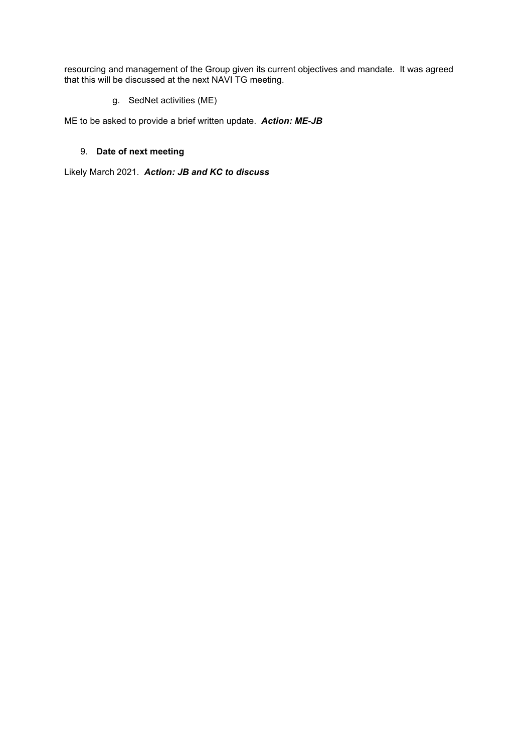resourcing and management of the Group given its current objectives and mandate. It was agreed that this will be discussed at the next NAVI TG meeting.

g. SedNet activities (ME)

ME to be asked to provide a brief written update. ***Action: ME-JB***

9. **Date of next meeting**

Likely March 2021. ***Action: JB and KC to discuss***